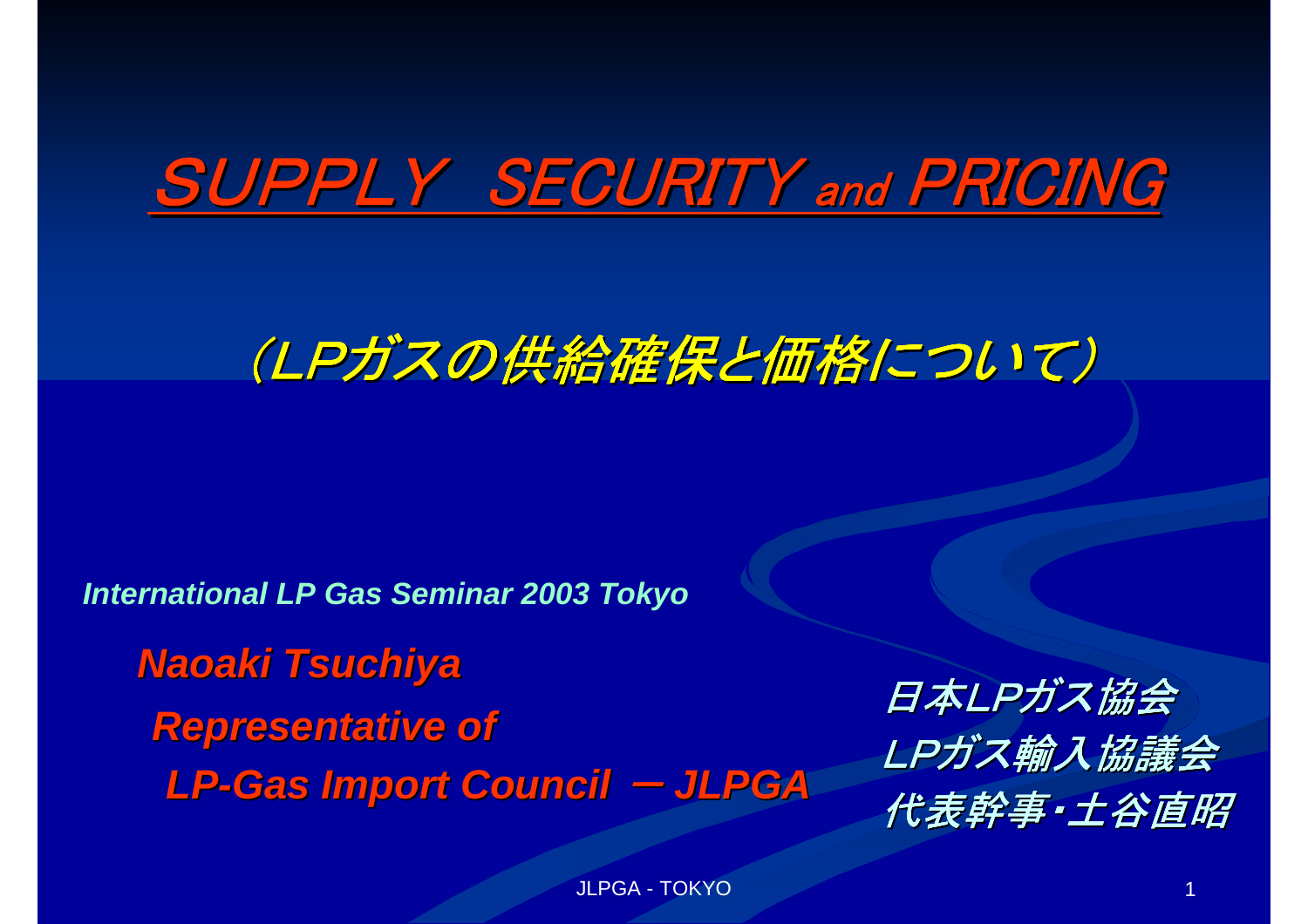# SUPPLY SECURITY and PRICING

## （LPガスの供給確保と価格について）

***International LP Gas Seminar 2003 Tokyo***

***Naoaki Tsuchiya***

***Representative of***

***LP-Gas Import Council ー JLPGA***

*日本LPガス協会*

*LPガス輸入協議会*

*代表幹事・土谷直昭*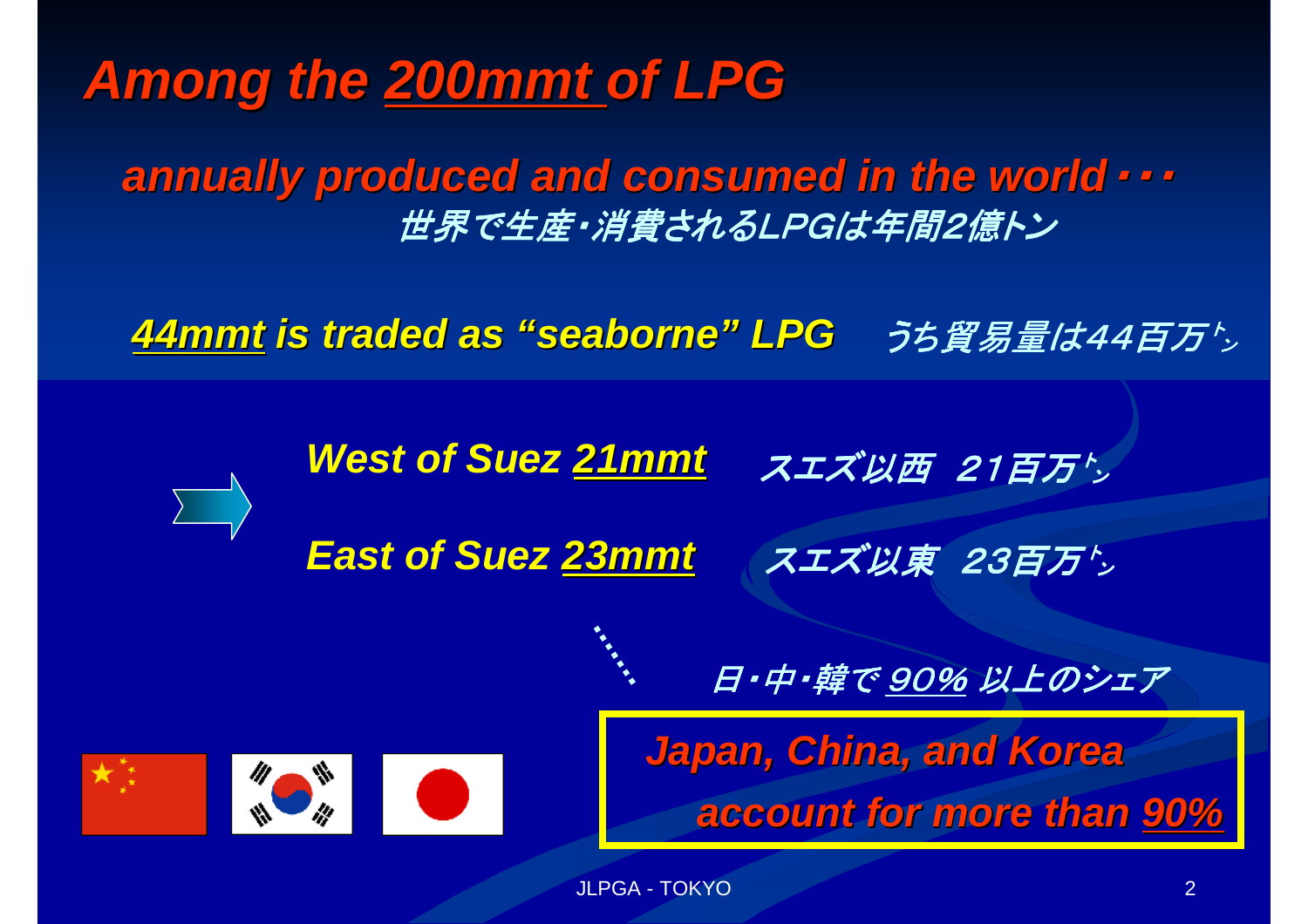# *Among the 200mmt of LPG*

***annually produced and consumed in the world・・・***

*世界で生産・消費されるLPGは年間2億トン*

***44mmt is traded as "seaborne" LPG*** *うち貿易量は44百万㌧*

***West of Suez 21mmt*** *スエズ以西 21百万㌧*

***East of Suez 23mmt*** *スエズ以東 23百万㌧*

*日・中・韓で 90% 以上のシェア*

***Japan, China, and Korea account for more than 90%***

JLPGA - TOKYO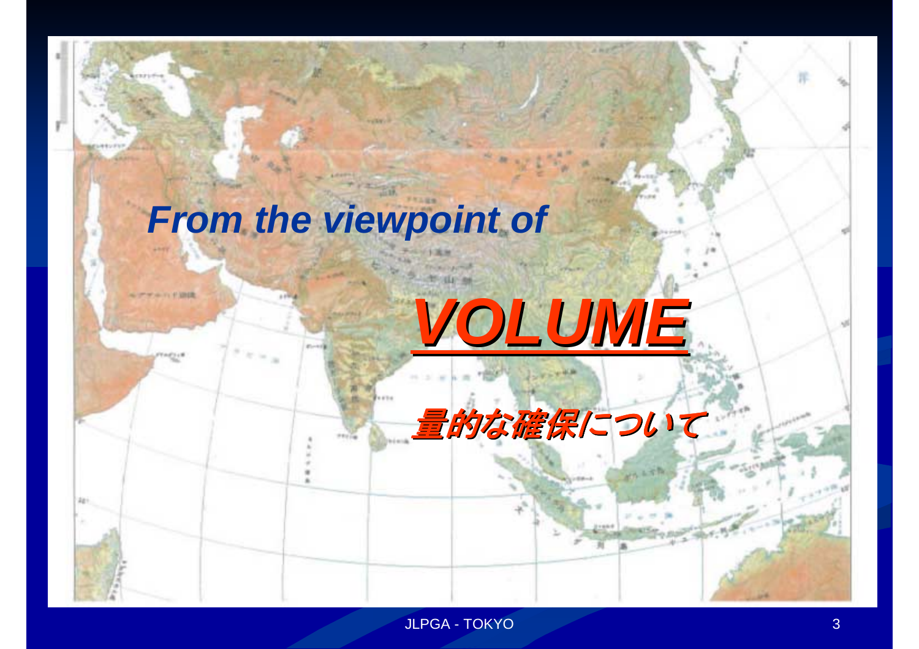*From the viewpoint of*

# ***VOLUME***

*量的な確保について*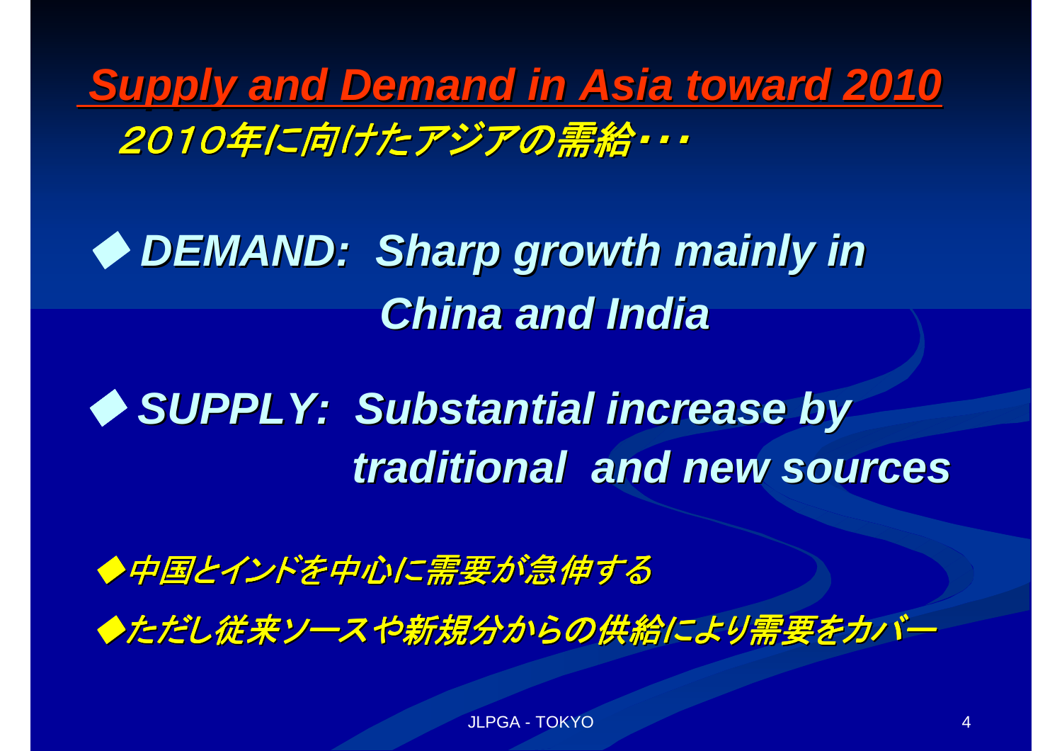# Supply and Demand in Asia toward 2010

*2010年に向けたアジアの需給・・・*

- ◆ ***DEMAND: Sharp growth mainly in China and India***

- ◆ ***SUPPLY: Substantial increase by traditional and new sources***

◆*中国とインドを中心に需要が急伸する*

◆*ただし従来ソースや新規分からの供給により需要をカバー*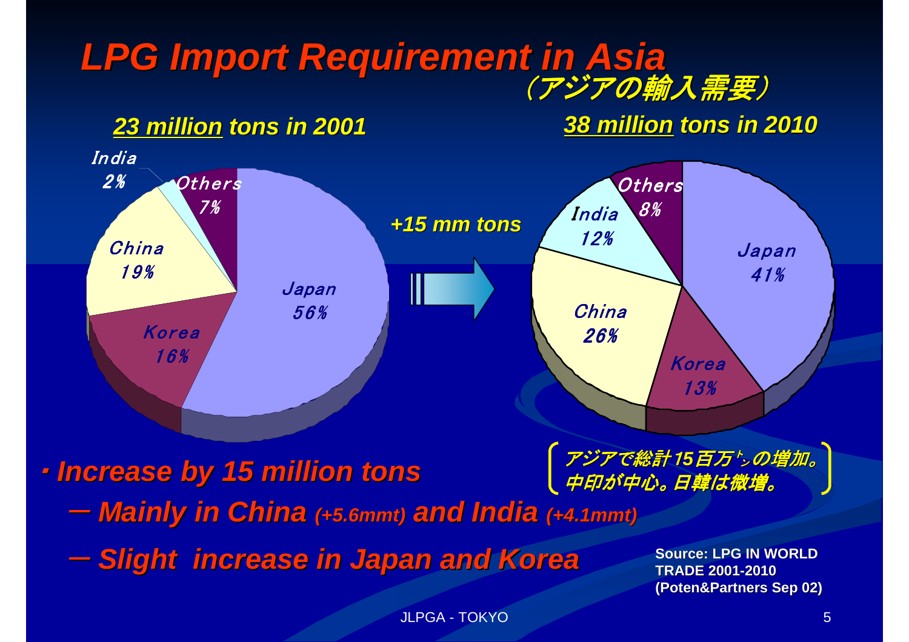# LPG Import Requirement in Asia
## （アジアの輸入需要）

**23 million tons in 2001**

| Country | Share |
|---|---|
| Japan | 56% |
| Korea | 16% |
| China | 19% |
| India | 2% |
| Others | 7% |

**+15 mm tons**

**38 million tons in 2010**

| Country | Share |
|---|---|
| Japan | 41% |
| Korea | 13% |
| China | 26% |
| India | 12% |
| Others | 8% |

- ***Increase by 15 million tons***
  - ***Mainly in China (+5.6mmt) and India (+4.1mmt)***
  - ***Slight increase in Japan and Korea***

（アジアで総計15百万ﾄﾝの増加。中印が中心。日韓は微増。）

Source: LPG IN WORLD TRADE 2001-2010 (Poten&Partners Sep 02)

JLPGA - TOKYO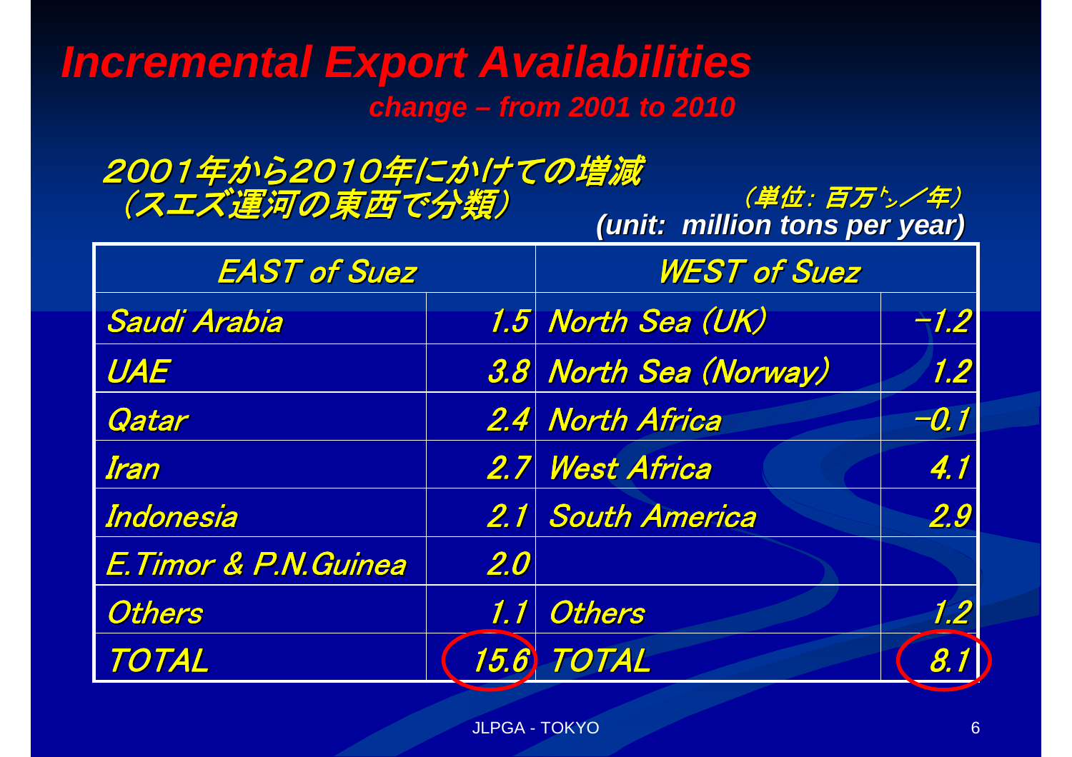# Incremental Export Availabilities

**change – from 2001 to 2010**

2001年から2010年にかけての増減
（スエズ運河の東西で分類）

（単位：百万ﾄﾝ／年）
**(unit: million tons per year)**

| EAST of Suez | | WEST of Suez | |
|---|---|---|---|
| Saudi Arabia | 1.5 | North Sea (UK) | -1.2 |
| UAE | 3.8 | North Sea (Norway) | 1.2 |
| Qatar | 2.4 | North Africa | -0.1 |
| Iran | 2.7 | West Africa | 4.1 |
| Indonesia | 2.1 | South America | 2.9 |
| E.Timor & P.N.Guinea | 2.0 | | |
| Others | 1.1 | Others | 1.2 |
| TOTAL | 15.6 | TOTAL | 8.1 |

JLPGA - TOKYO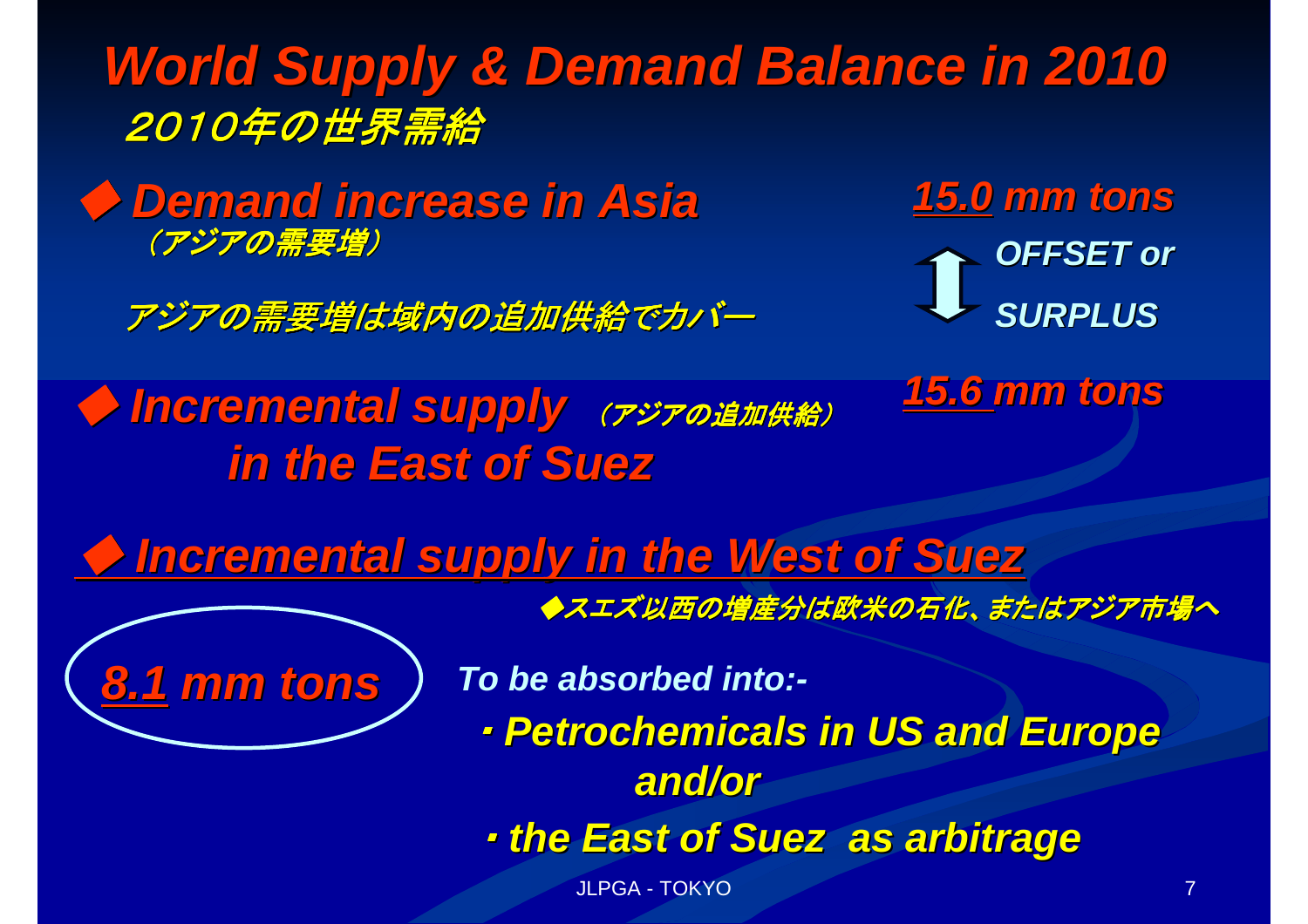# World Supply & Demand Balance in 2010

## 2010年の世界需給

◆ **Demand increase in Asia** （アジアの需要増）

**15.0 mm tons**

アジアの需要増は域内の追加供給でカバー

**OFFSET or SURPLUS**

◆ **Incremental supply in the East of Suez** （アジアの追加供給）

**15.6 mm tons**

◆ **Incremental supply in the West of Suez**

◆スエズ以西の増産分は欧米の石化、またはアジア市場へ

**8.1 mm tons**

*To be absorbed into:-*

- **Petrochemicals in US and Europe**

  **and/or**

- **the East of Suez as arbitrage**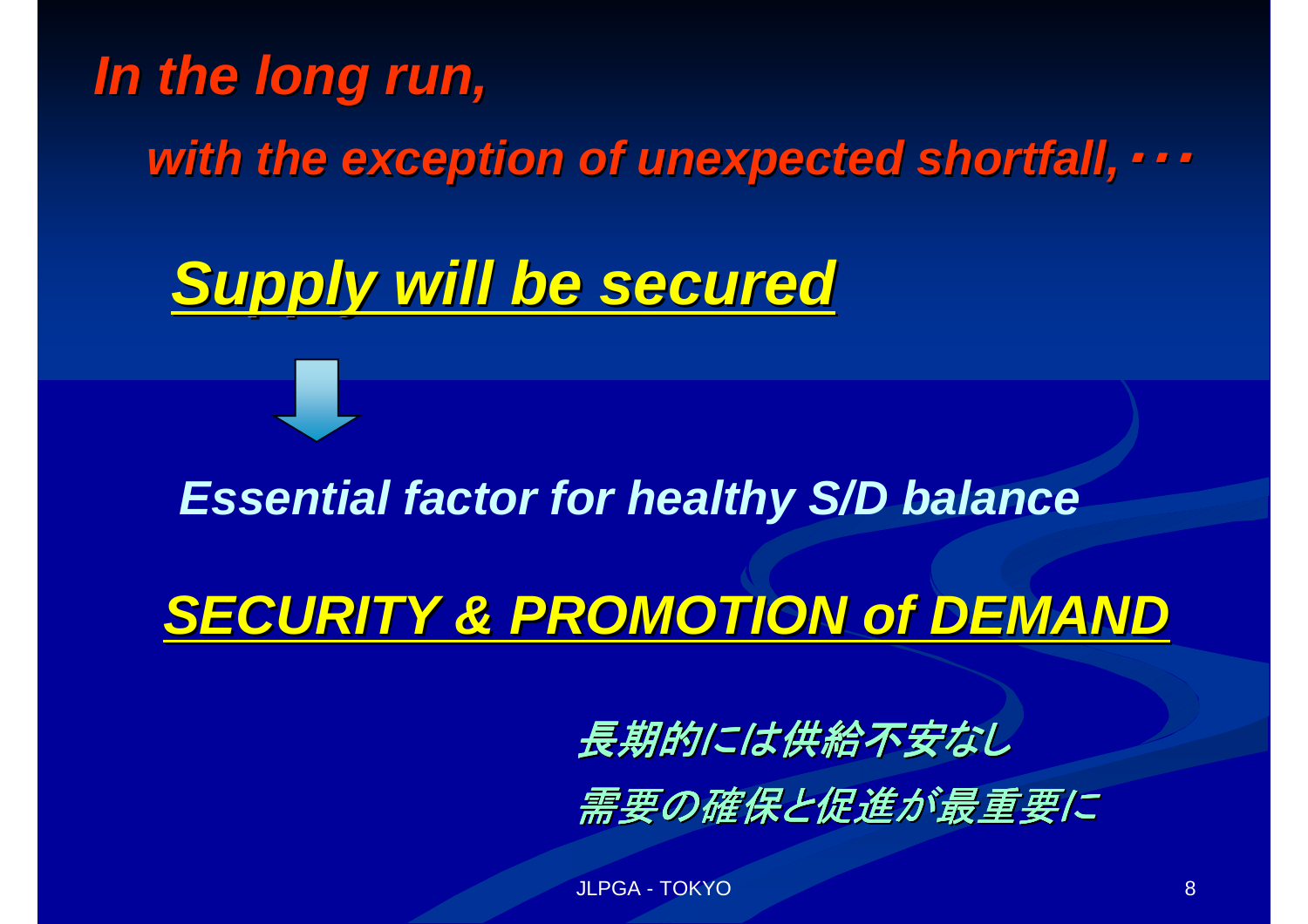***In the long run,***

***with the exception of unexpected shortfall,・・・***

## ***Supply will be secured***

↓

***Essential factor for healthy S/D balance***

## ***SECURITY & PROMOTION of DEMAND***

*長期的には供給不安なし*

*需要の確保と促進が最重要に*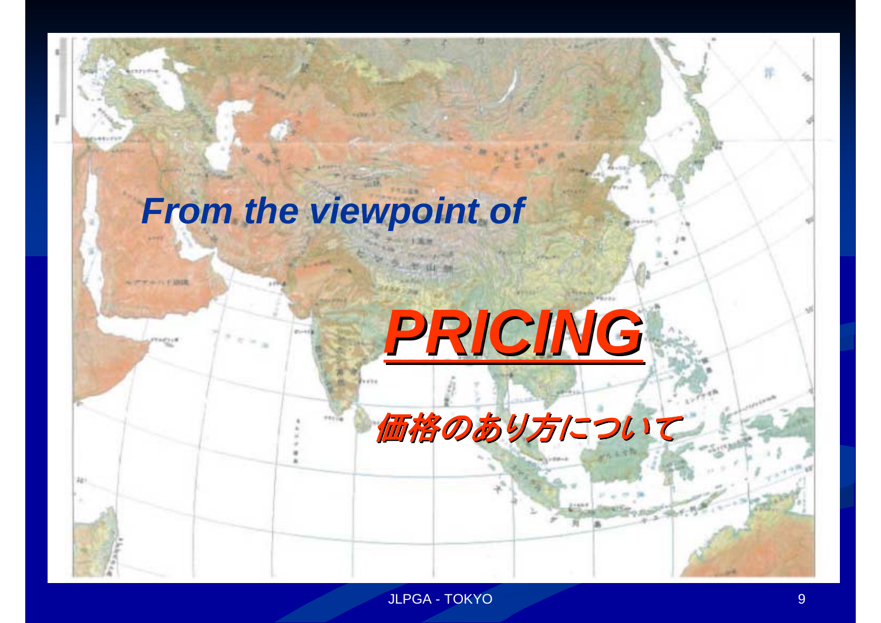*From the viewpoint of*

# ***PRICING***

*価格のあり方について*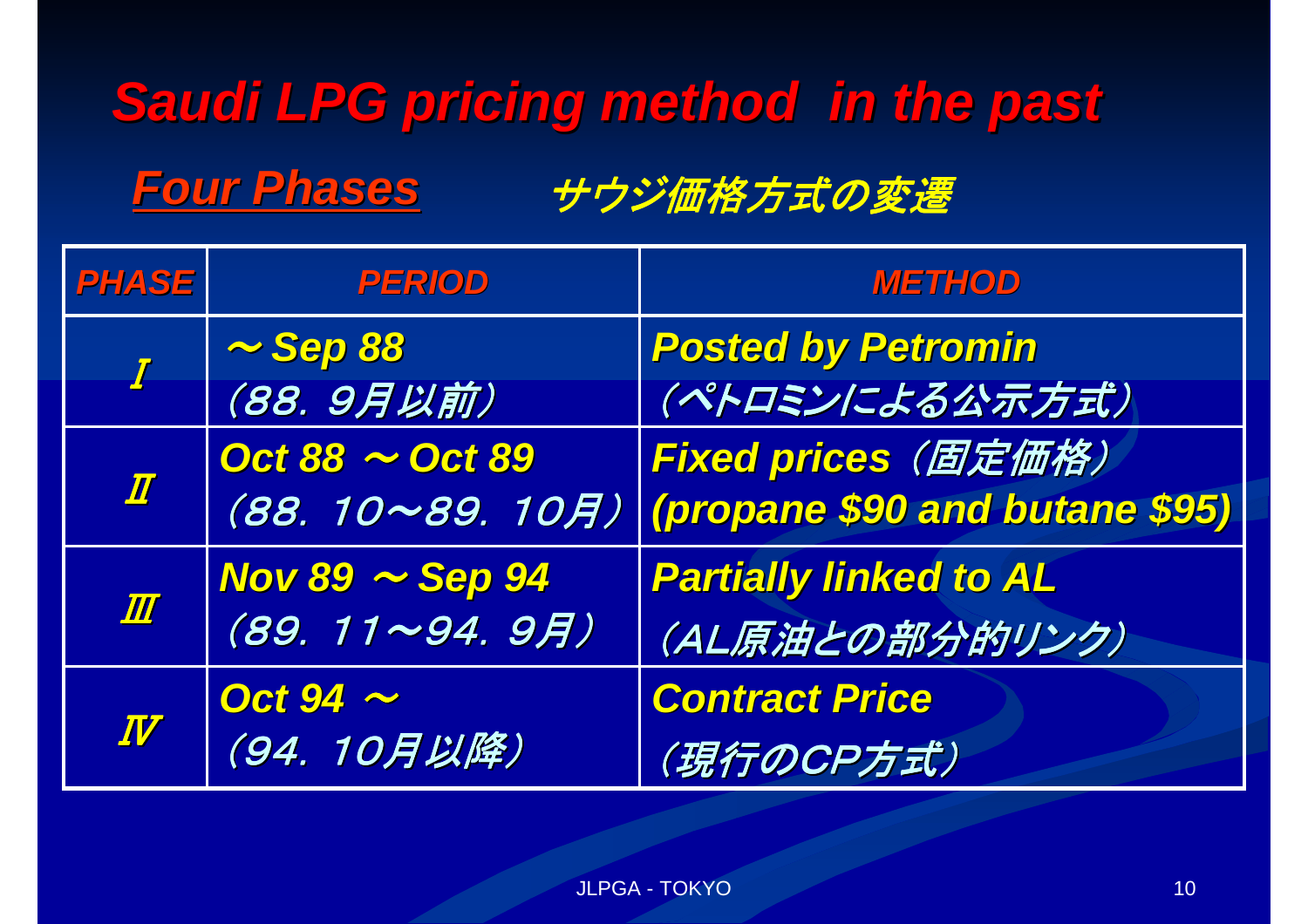# Saudi LPG pricing method in the past

## Four Phases　　サウジ価格方式の変遷

| PHASE | PERIOD | METHOD |
|---|---|---|
| Ⅰ | ～Sep 88<br>（88．9月以前） | Posted by Petromin<br>（ペトロミンによる公示方式） |
| Ⅱ | Oct 88 ～Oct 89<br>（88．10～89．10月） | Fixed prices（固定価格）<br>(propane $90 and butane $95) |
| Ⅲ | Nov 89 ～Sep 94<br>（89．11～94．9月） | Partially linked to AL<br>（AL原油との部分的リンク） |
| Ⅳ | Oct 94 ～<br>（94．10月以降） | Contract Price<br>（現行のCP方式） |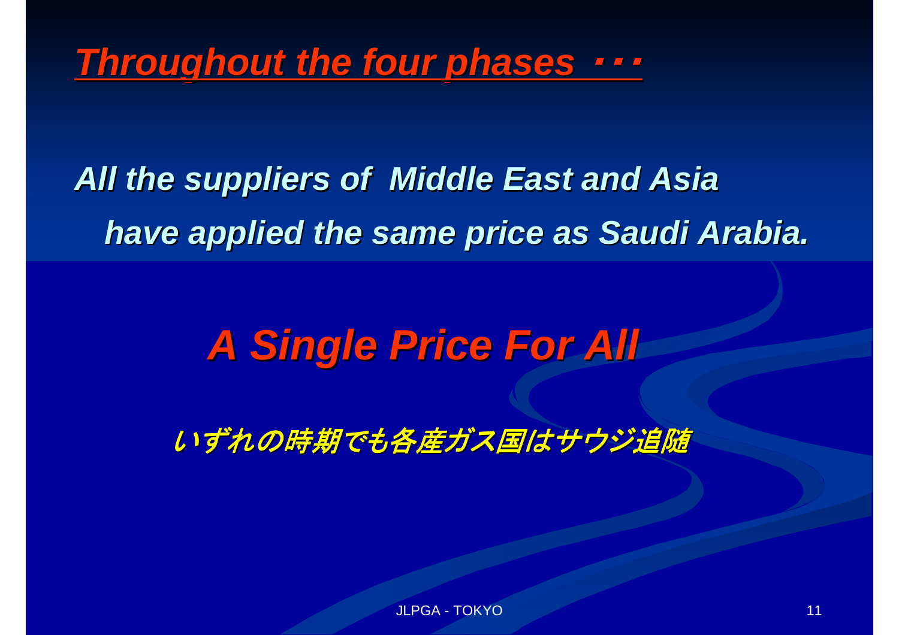# *Throughout the four phases ・・・*

***All the suppliers of Middle East and Asia have applied the same price as Saudi Arabia.***

## ***A Single Price For All***

*いずれの時期でも各産ガス国はサウジ追随*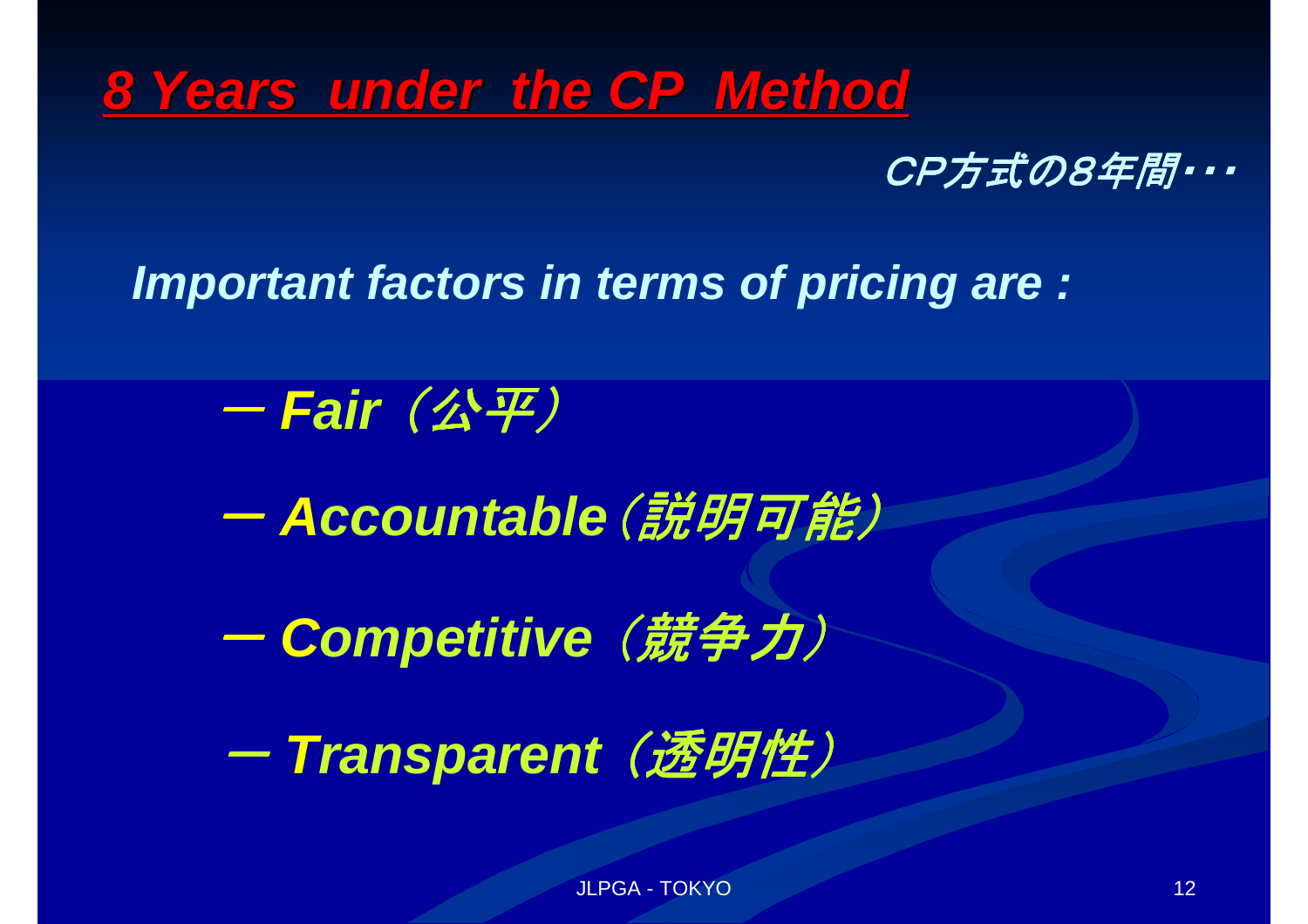# *8 Years under the CP Method*

*CP方式の8年間・・・*

***Important factors in terms of pricing are :***

- ***Fair***（公平）
- ***Accountable***（説明可能）
- ***Competitive***（競争力）
- ***Transparent***（透明性）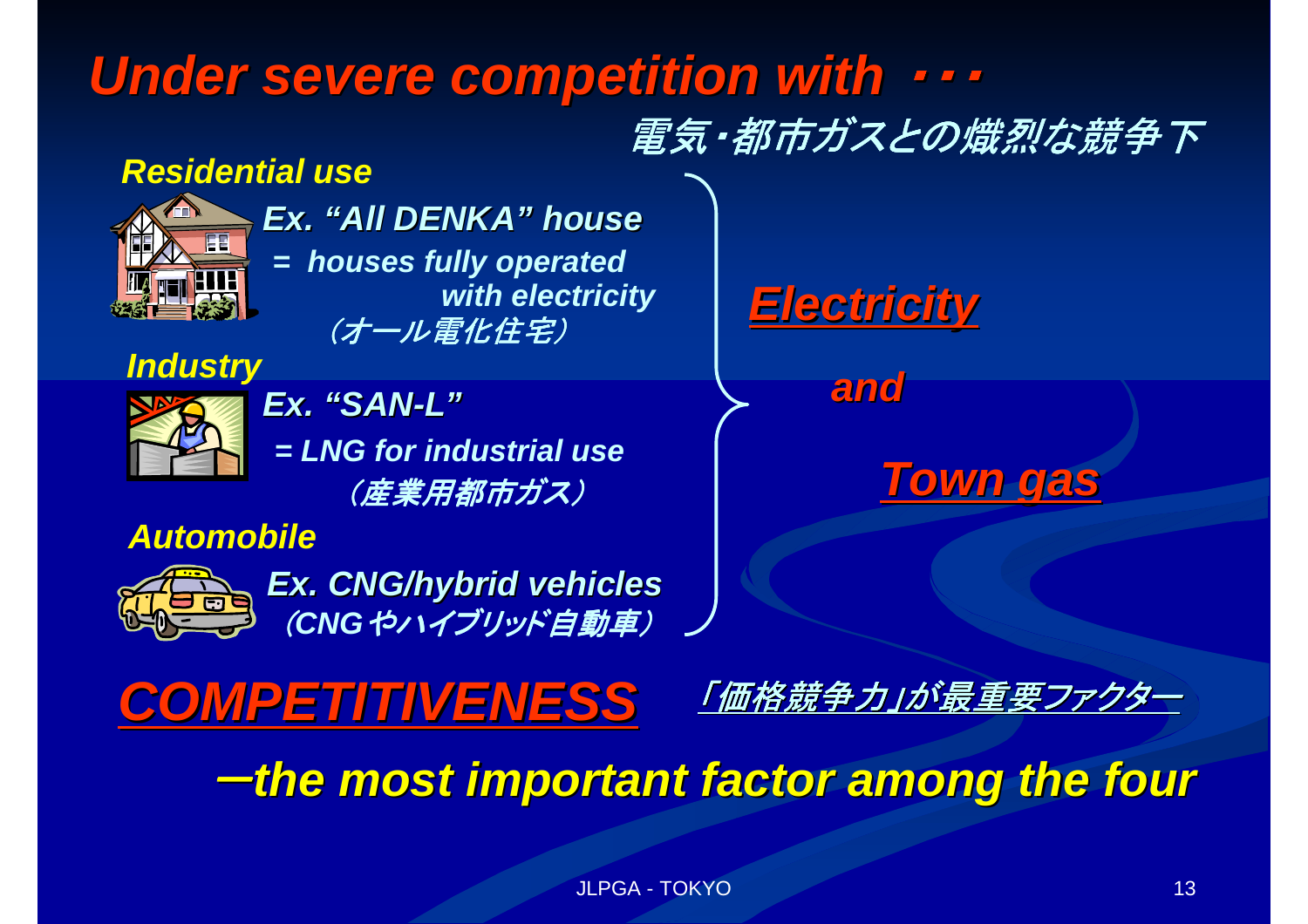# Under severe competition with ・・・

電気・都市ガスとの熾烈な競争下

***Residential use***

***Ex. "All DENKA" house***

***= houses fully operated with electricity***

*（オール電化住宅）*

***Industry***

***Ex. "SAN-L"***

***= LNG for industrial use***

*（産業用都市ガス）*

***Automobile***

***Ex. CNG/hybrid vehicles***

*（CNGやハイブリッド自動車）*

***Electricity***

***and***

***Town gas***

## ***COMPETITIVENESS***

*「価格競争力」が最重要ファクター*

***—the most important factor among the four***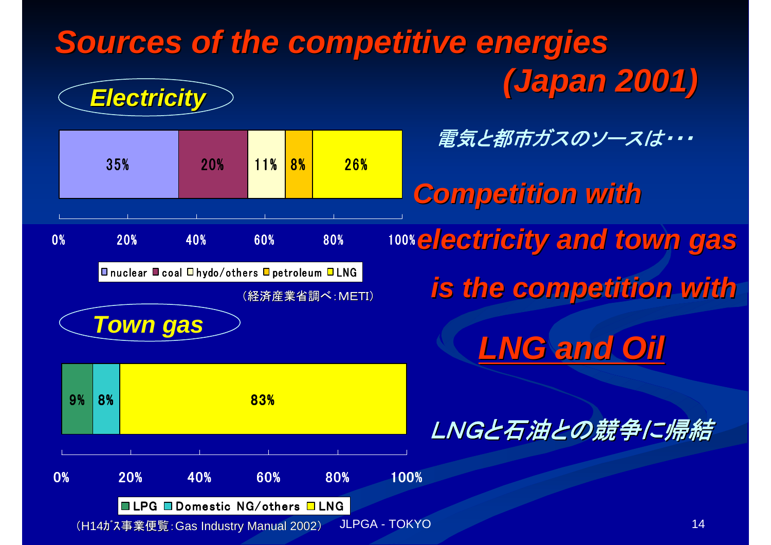# Sources of the competitive energies (Japan 2001)

## Electricity

| nuclear | coal | hydo/others | petroleum | LNG |
|---|---|---|---|---|
| 35% | 20% | 11% | 8% | 26% |

（経済産業省調べ：METI）

## Town gas

| LPG | Domestic NG/others | LNG |
|---|---|---|
| 9% | 8% | 83% |

（H14ｶﾞｽ事業便覧：Gas Industry Manual 2002）

電気と都市ガスのソースは・・・

**Competition with electricity and town gas is the competition with**

**<u>LNG and Oil</u>**

LNGと石油との競争に帰結

JLPGA - TOKYO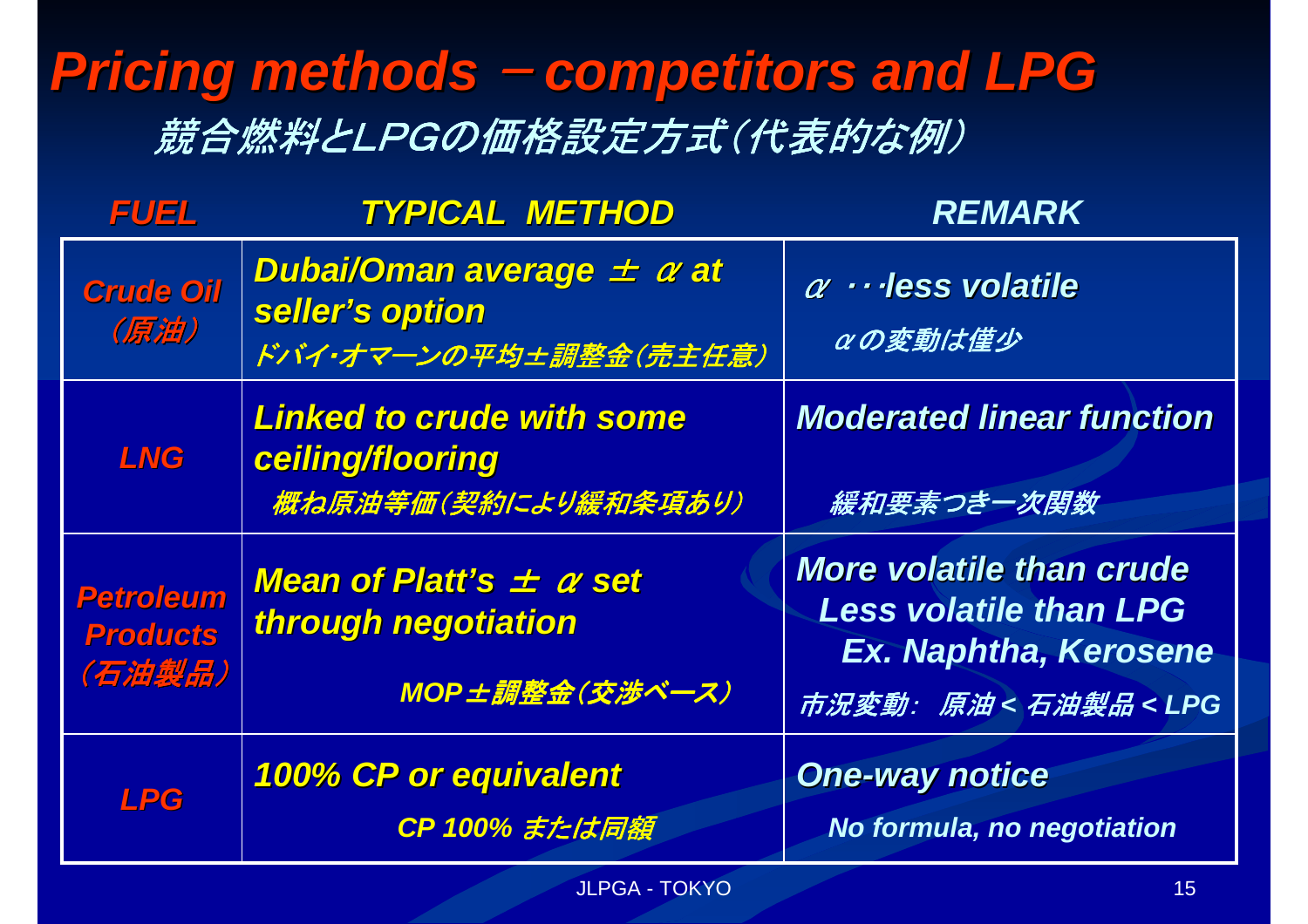# Pricing methods －competitors and LPG

## 競合燃料とLPGの価格設定方式（代表的な例）

| FUEL | TYPICAL METHOD | REMARK |
|---|---|---|
| Crude Oil （原油） | Dubai/Oman average ± α at seller's option ドバイ･オマーンの平均±調整金（売主任意） | α ･･･less volatile αの変動は僅少 |
| LNG | Linked to crude with some ceiling/flooring 概ね原油等価（契約により緩和条項あり） | Moderated linear function 緩和要素つき一次関数 |
| Petroleum Products （石油製品） | Mean of Platt's ± α set through negotiation MOP±調整金（交渉ベース） | More volatile than crude Less volatile than LPG Ex. Naphtha, Kerosene 市況変動： 原油＜石油製品＜LPG |
| LPG | 100% CP or equivalent CP 100% または同額 | One-way notice No formula, no negotiation |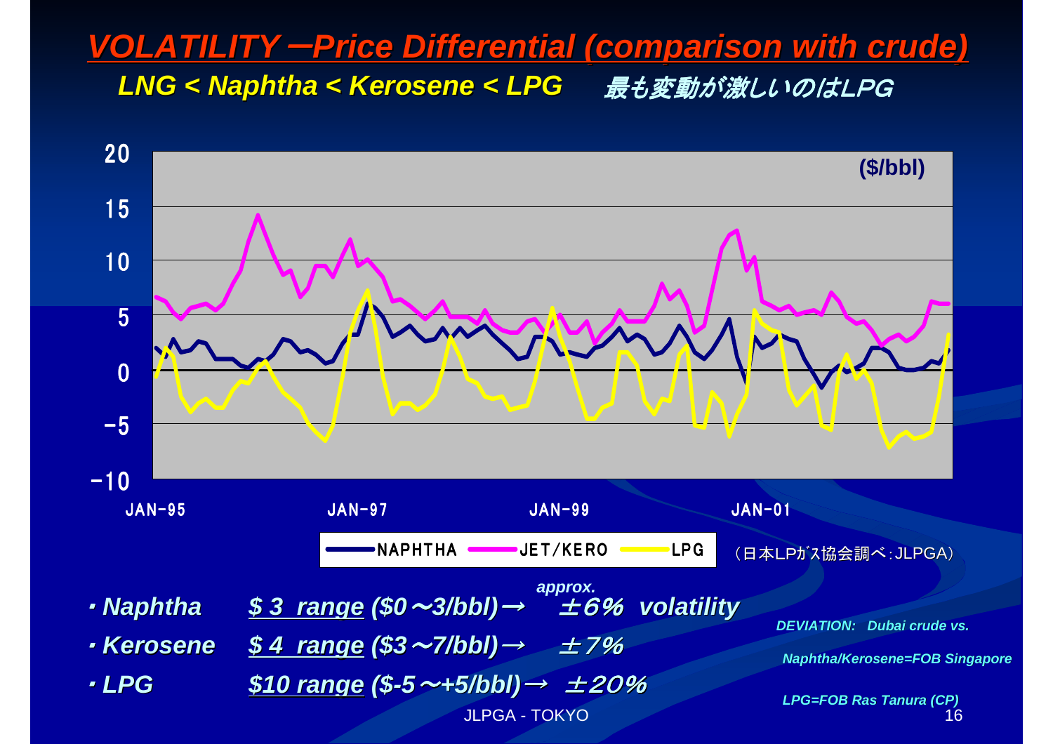# VOLATILITY –Price Differential (comparison with crude)

### LNG < Naphtha < Kerosene < LPG　最も変動が激しいのはLPG

($/bbl)

NAPHTHA　JET/KERO　LPG

（日本LPｶﾞｽ協会調べ：JLPGA）

- ・Naphtha　**$ 3 range** ($0～3/bbl)→ approx. ±6% volatility
- ・Kerosene　**$ 4 range** ($3～7/bbl)→ ±7%
- ・LPG　**$10 range** ($-5～+5/bbl)→ ±20%

*DEVIATION: Dubai crude vs.*
*Naphtha/Kerosene=FOB Singapore*
*LPG=FOB Ras Tanura (CP)*

JLPGA - TOKYO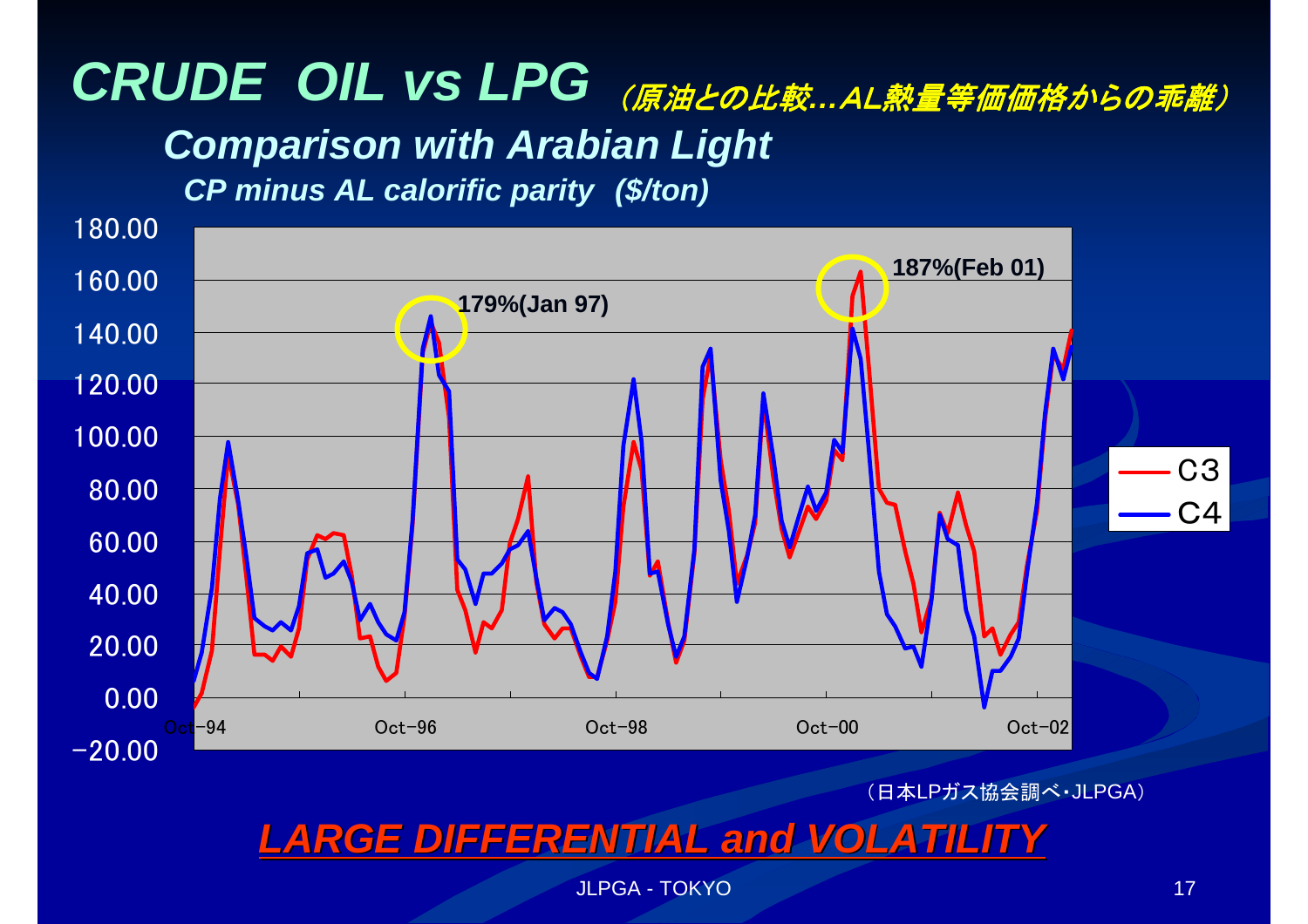# CRUDE OIL vs LPG （原油との比較…AL熱量等価価格からの乖離）

## Comparison with Arabian Light

### CP minus AL calorific parity ($/ton)

180.00
160.00
140.00
120.00
100.00
80.00
60.00
40.00
20.00
0.00
-20.00

179%(Jan 97)

187%(Feb 01)

Oct-94 Oct-96 Oct-98 Oct-00 Oct-02

C3
C4

（日本LPガス協会調べ・JLPGA）

**LARGE DIFFERENTIAL and VOLATILITY**

JLPGA - TOKYO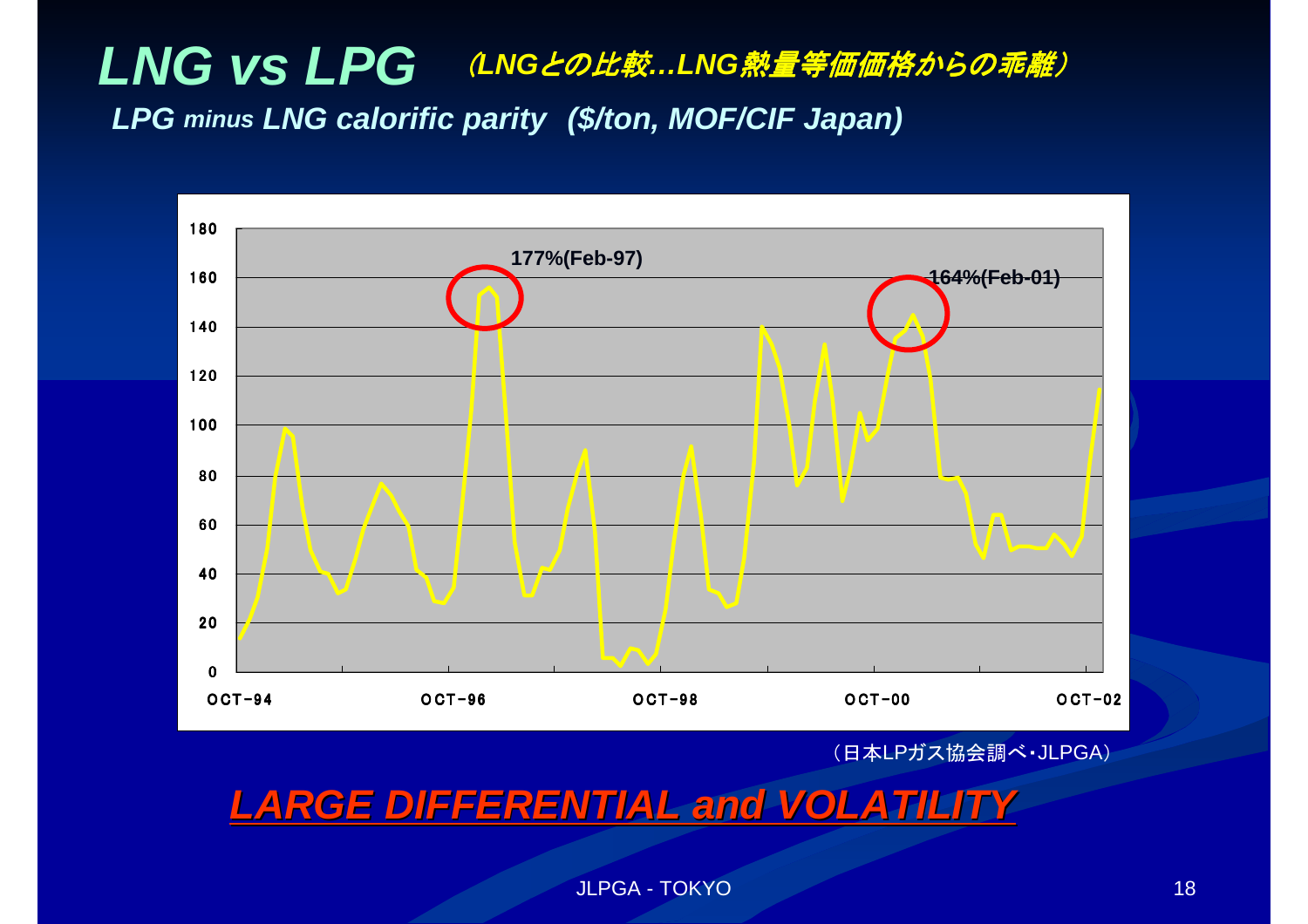# LNG vs LPG （LNGとの比較…LNG熱量等価価格からの乖離）

*LPG minus LNG calorific parity (\$/ton, MOF/CIF Japan)*

177%(Feb-97)

164%(Feb-01)

| | |
|---|---|
| Y-axis | 0, 20, 40, 60, 80, 100, 120, 140, 160, 180 |
| X-axis | OCT-94, OCT-96, OCT-98, OCT-00, OCT-02 |

（日本LPガス協会調べ・JLPGA）

## LARGE DIFFERENTIAL and VOLATILITY

JLPGA - TOKYO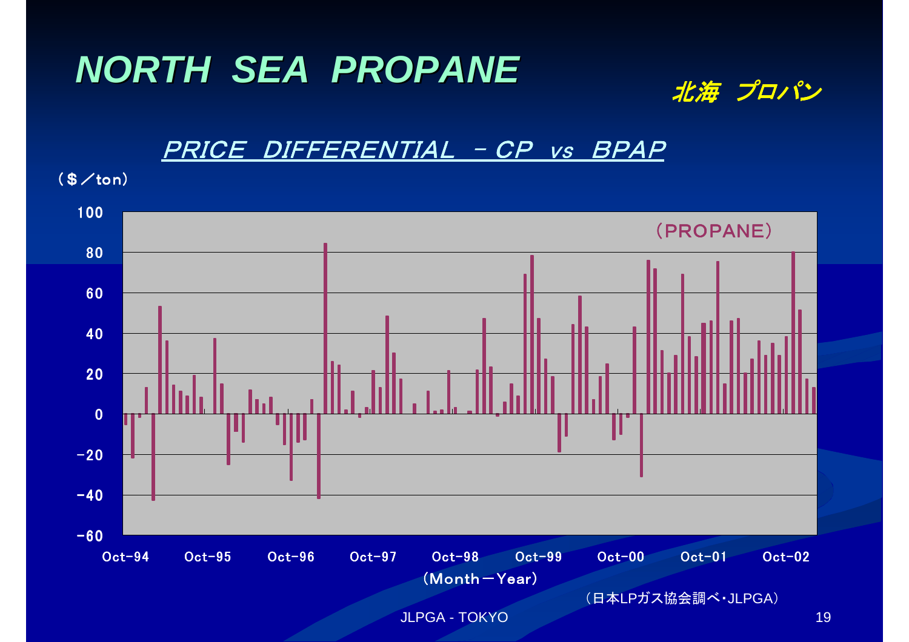# NORTH SEA PROPANE

*北海 プロパン*

## PRICE DIFFERENTIAL – CP vs BPAP

($／ton)

(PROPANE)

(Month－Year)

Oct-94 Oct-95 Oct-96 Oct-97 Oct-98 Oct-99 Oct-00 Oct-01 Oct-02

（日本LPガス協会調べ・JLPGA）

JLPGA - TOKYO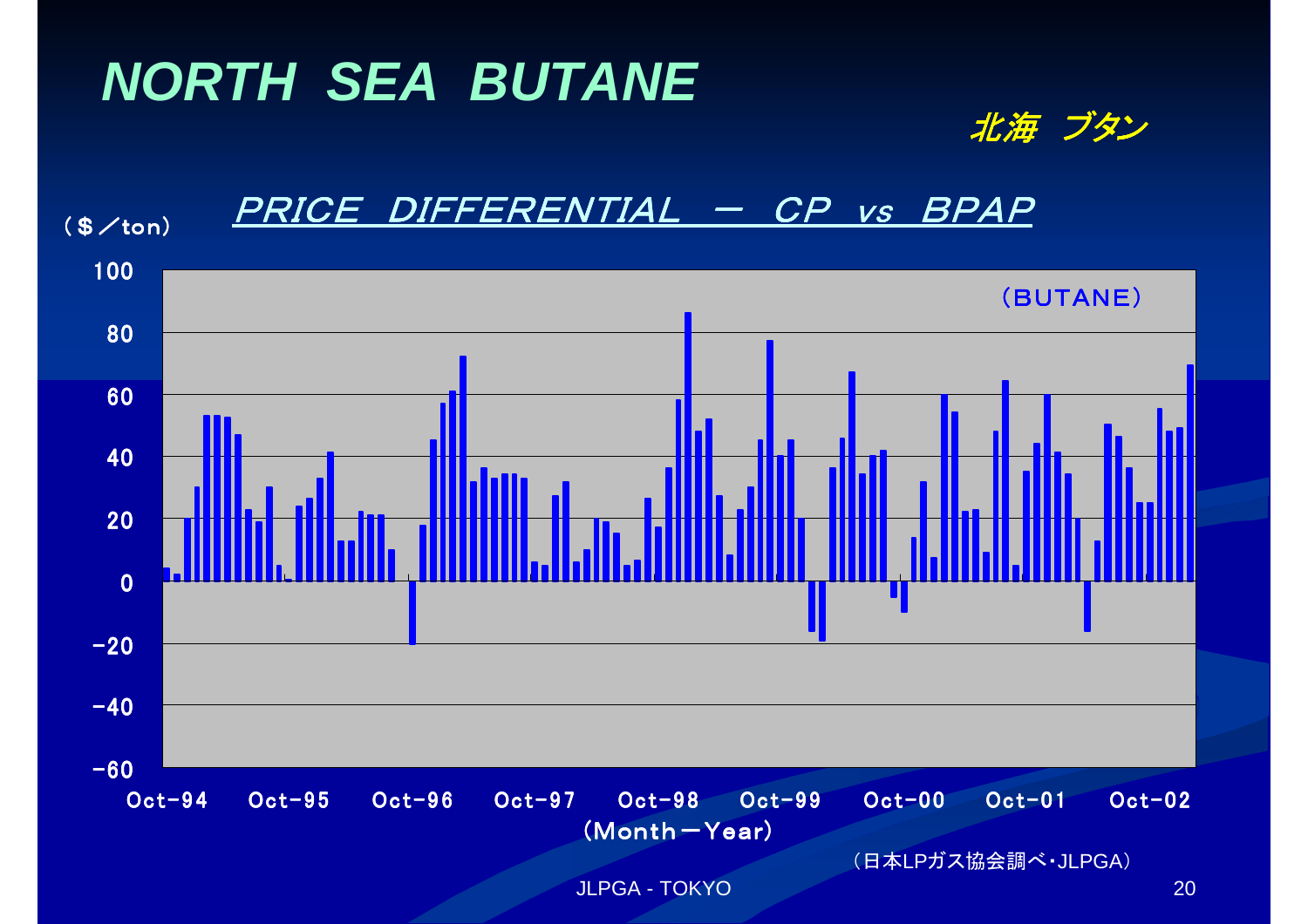# NORTH SEA BUTANE

北海　ブタン

## PRICE DIFFERENTIAL － CP vs BPAP

（$／ton）

（BUTANE）

100
80
60
40
20
0
-20
-40
-60

Oct-94　Oct-95　Oct-96　Oct-97　Oct-98　Oct-99　Oct-00　Oct-01　Oct-02

（Month－Year）

（日本LPガス協会調べ・JLPGA）

JLPGA - TOKYO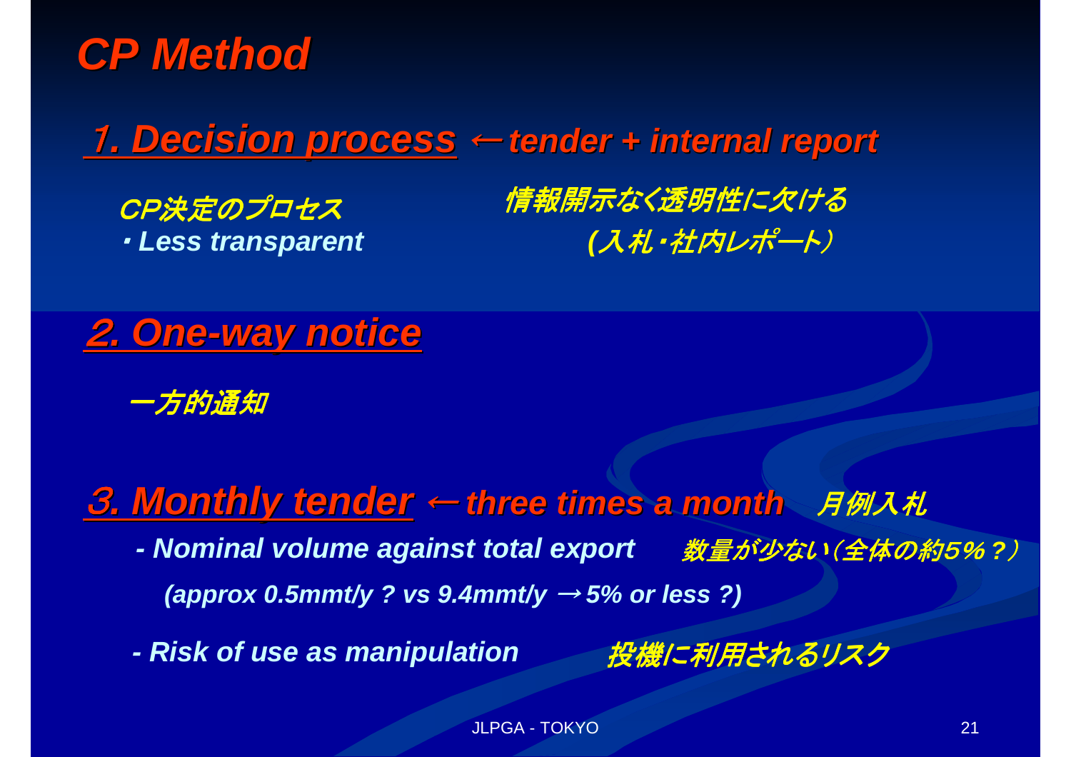# CP Method

## 1. Decision process ←tender + internal report

CP決定のプロセス　　　　情報開示なく透明性に欠ける

・Less transparent　　　　(入札・社内レポート)

## 2. One-way notice

一方的通知

## 3. Monthly tender ←three times a month　月例入札

- Nominal volume against total export　数量が少ない(全体の約5%？)

  (approx 0.5mmt/y ? vs 9.4mmt/y →5% or less ?)

- Risk of use as manipulation　投機に利用されるリスク

JLPGA - TOKYO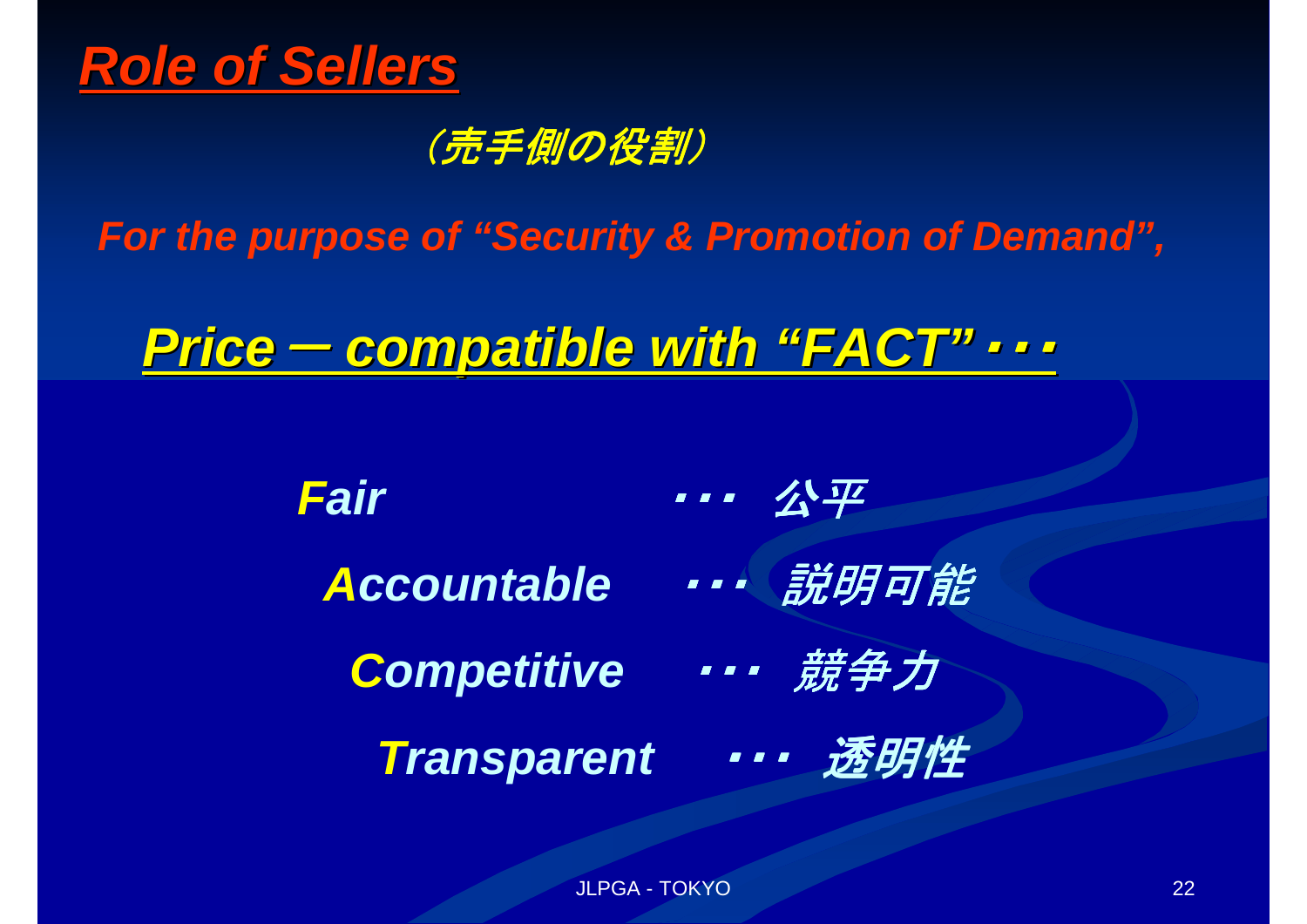# Role of Sellers

*（売手側の役割）*

*For the purpose of "Security & Promotion of Demand",*

## Price − compatible with "FACT"・・・

***F**air* ・・・ *公平*

***A**ccountable* ・・・ *説明可能*

***C**ompetitive* ・・・ *競争力*

***T**ransparent* ・・・ *透明性*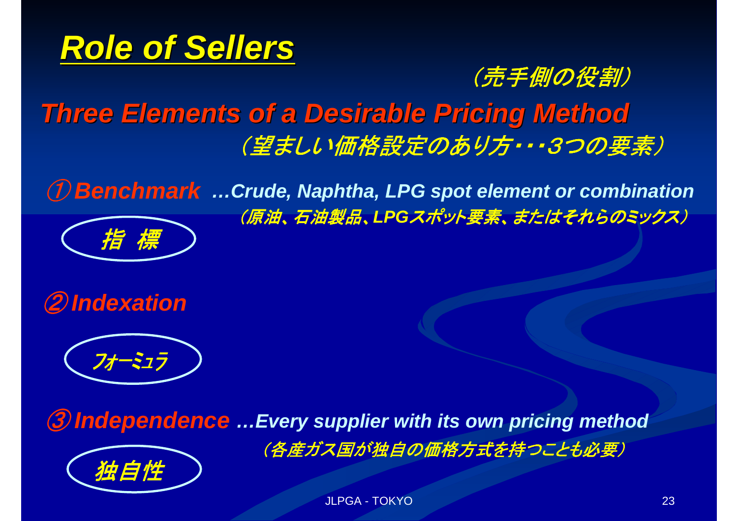# Role of Sellers

（売手側の役割）

## Three Elements of a Desirable Pricing Method

（望ましい価格設定のあり方・・・3つの要素）

① **Benchmark** *…Crude, Naphtha, LPG spot element or combination*

（原油、石油製品、LPGスポット要素、またはそれらのミックス）

指 標

② **Indexation**

フォーミュラ

③ **Independence** *…Every supplier with its own pricing method*

（各産ガス国が独自の価格方式を持つことも必要）

独自性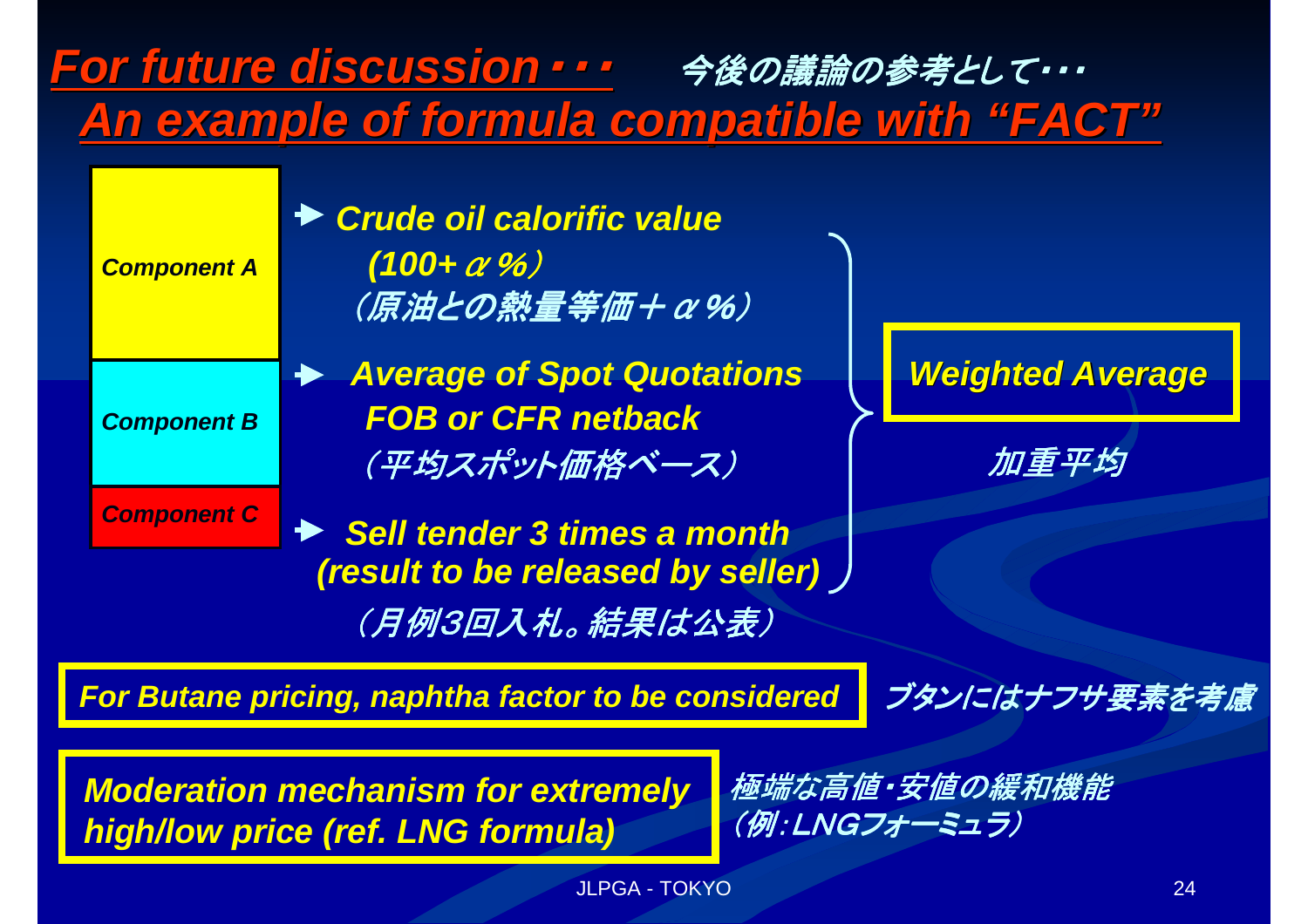# For future discussion・・・ 今後の議論の参考として・・・

## An example of formula compatible with "FACT"

- **Component A** → *Crude oil calorific value (100+α%)*
  （原油との熱量等価＋α%）
- **Component B** → *Average of Spot Quotations FOB or CFR netback*
  （平均スポット価格ベース）
- **Component C** → *Sell tender 3 times a month (result to be released by seller)*
  （月例3回入札。結果は公表）

→ **Weighted Average** 加重平均

**For Butane pricing, naphtha factor to be considered** ブタンにはナフサ要素を考慮

**Moderation mechanism for extremely high/low price (ref. LNG formula)** 極端な高値・安値の緩和機能（例：LNGフォーミュラ）

JLPGA - TOKYO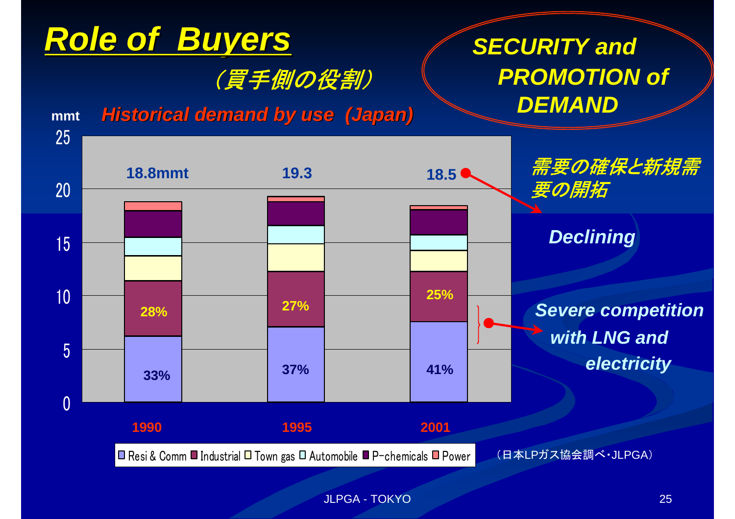# Role of Buyers

（買手側の役割）

**SECURITY and PROMOTION of DEMAND**

**Historical demand by use (Japan)**

mmt

| | 1990 | 1995 | 2001 |
|---|---|---|---|
| Total | 18.8mmt | 19.3 | 18.5 |
| Resi & Comm | 33% | 37% | 41% |
| Industrial | 28% | 27% | 25% |

Legend: Resi & Comm, Industrial, Town gas, Automobile, P-chemicals, Power

（日本LPガス協会調べ・JLPGA）

需要の確保と新規需要の開拓

**Declining**

**Severe competition with LNG and electricity**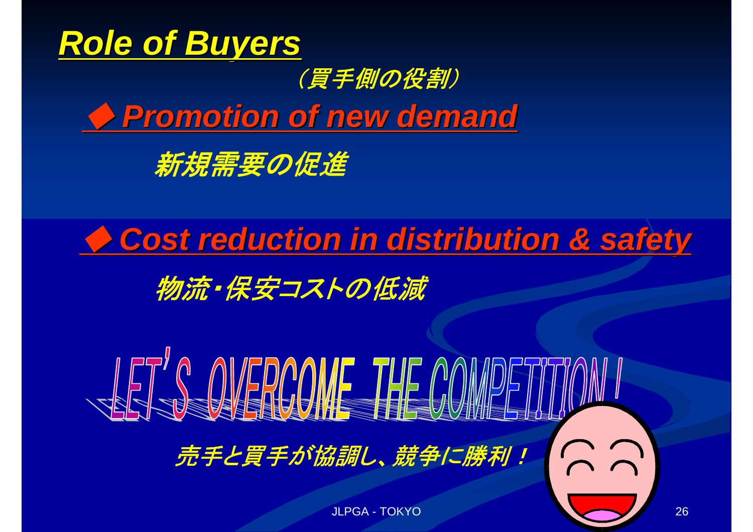# Role of Buyers

（買手側の役割）

## ◆ Promotion of new demand

新規需要の促進

## ◆ Cost reduction in distribution & safety

物流・保安コストの低減

**LET'S OVERCOME THE COMPETITION !**

売手と買手が協調し、競争に勝利！

JLPGA - TOKYO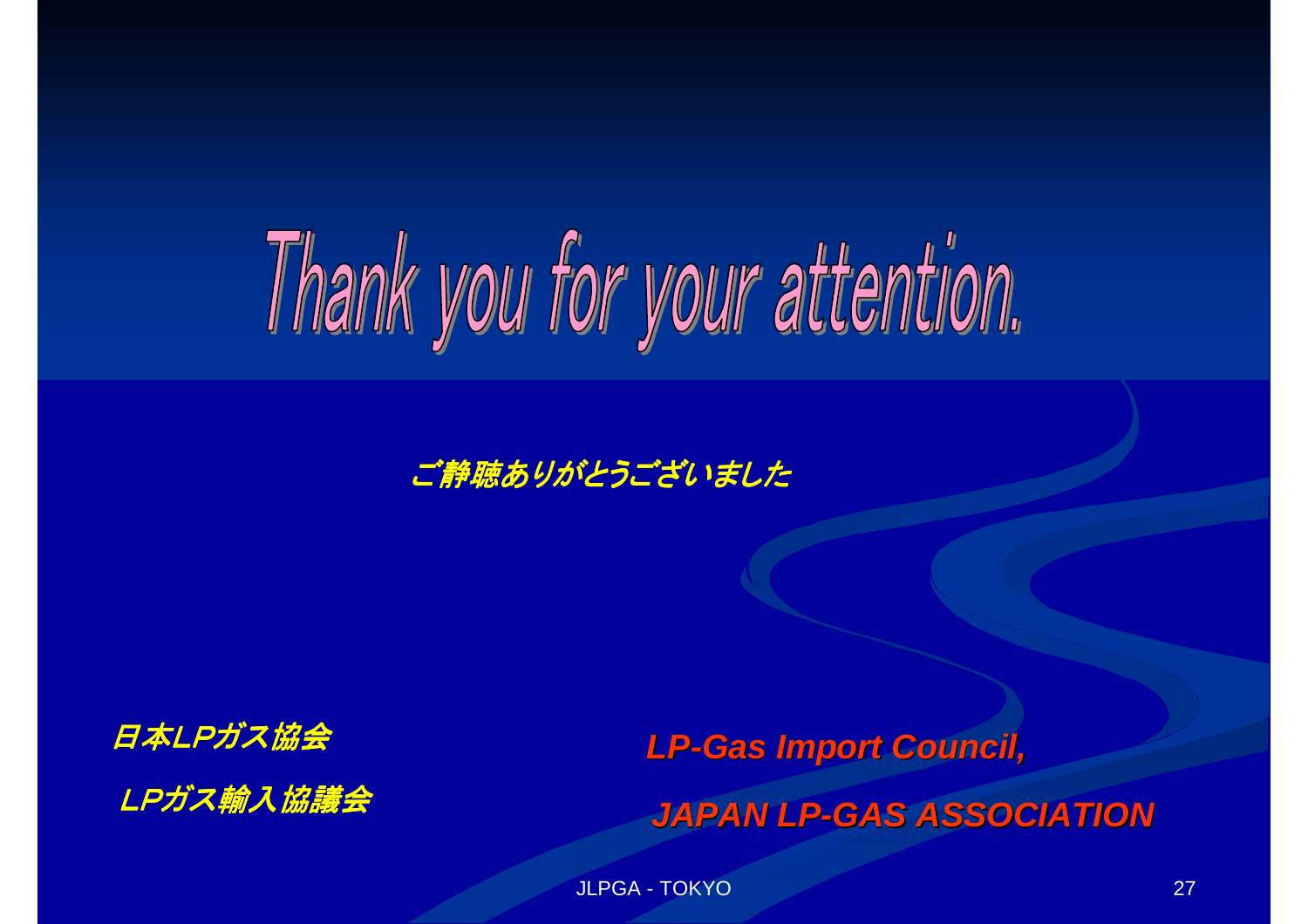# Thank you for your attention.

*ご静聴ありがとうございました*

*日本LPガス協会*

*LPガス輸入協議会*

***LP-Gas Import Council,***

***JAPAN LP-GAS ASSOCIATION***

JLPGA - TOKYO